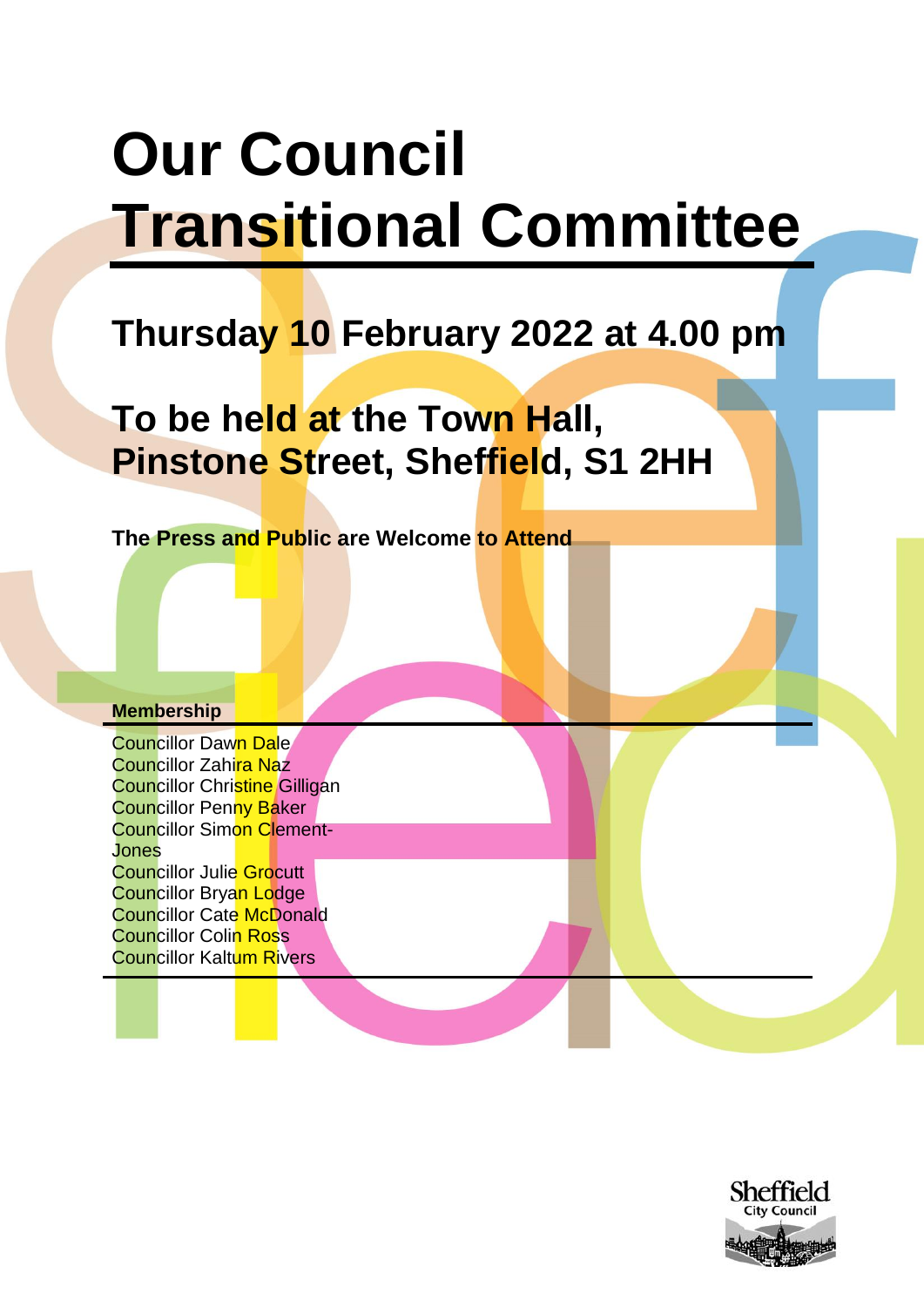# Our Council Transitional Committee

## Thursday 10 February 2022 at 4.00 pm

## To be held at the Town Hall, Pinstone Street, Sheffield, S1 2HH

**The Press and Public are Welcome to Attend**

**Membership**

Councillor Dawn Dale
Councillor Zahira Naz
Councillor Christine Gilligan
Councillor Penny Baker
Councillor Simon Clement-Jones
Councillor Julie Grocutt
Councillor Bryan Lodge
Councillor Cate McDonald
Councillor Colin Ross
Councillor Kaltum Rivers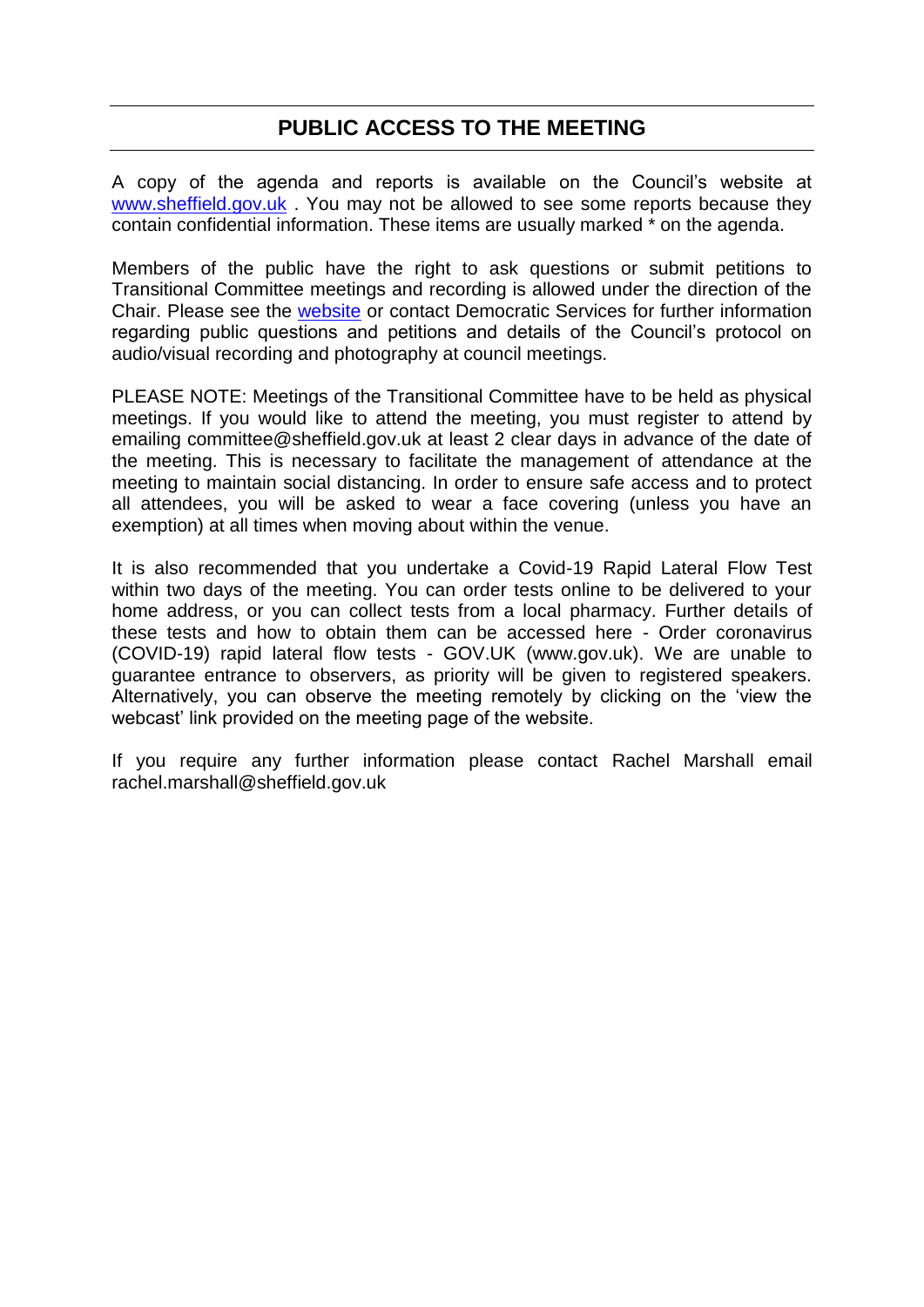## PUBLIC ACCESS TO THE MEETING

A copy of the agenda and reports is available on the Council's website at [www.sheffield.gov.uk](www.sheffield.gov.uk) . You may not be allowed to see some reports because they contain confidential information. These items are usually marked * on the agenda.

Members of the public have the right to ask questions or submit petitions to Transitional Committee meetings and recording is allowed under the direction of the Chair. Please see the [website](website) or contact Democratic Services for further information regarding public questions and petitions and details of the Council's protocol on audio/visual recording and photography at council meetings.

PLEASE NOTE: Meetings of the Transitional Committee have to be held as physical meetings. If you would like to attend the meeting, you must register to attend by emailing committee@sheffield.gov.uk at least 2 clear days in advance of the date of the meeting. This is necessary to facilitate the management of attendance at the meeting to maintain social distancing. In order to ensure safe access and to protect all attendees, you will be asked to wear a face covering (unless you have an exemption) at all times when moving about within the venue.

It is also recommended that you undertake a Covid-19 Rapid Lateral Flow Test within two days of the meeting. You can order tests online to be delivered to your home address, or you can collect tests from a local pharmacy. Further details of these tests and how to obtain them can be accessed here - Order coronavirus (COVID-19) rapid lateral flow tests - GOV.UK (www.gov.uk). We are unable to guarantee entrance to observers, as priority will be given to registered speakers. Alternatively, you can observe the meeting remotely by clicking on the 'view the webcast' link provided on the meeting page of the website.

If you require any further information please contact Rachel Marshall email rachel.marshall@sheffield.gov.uk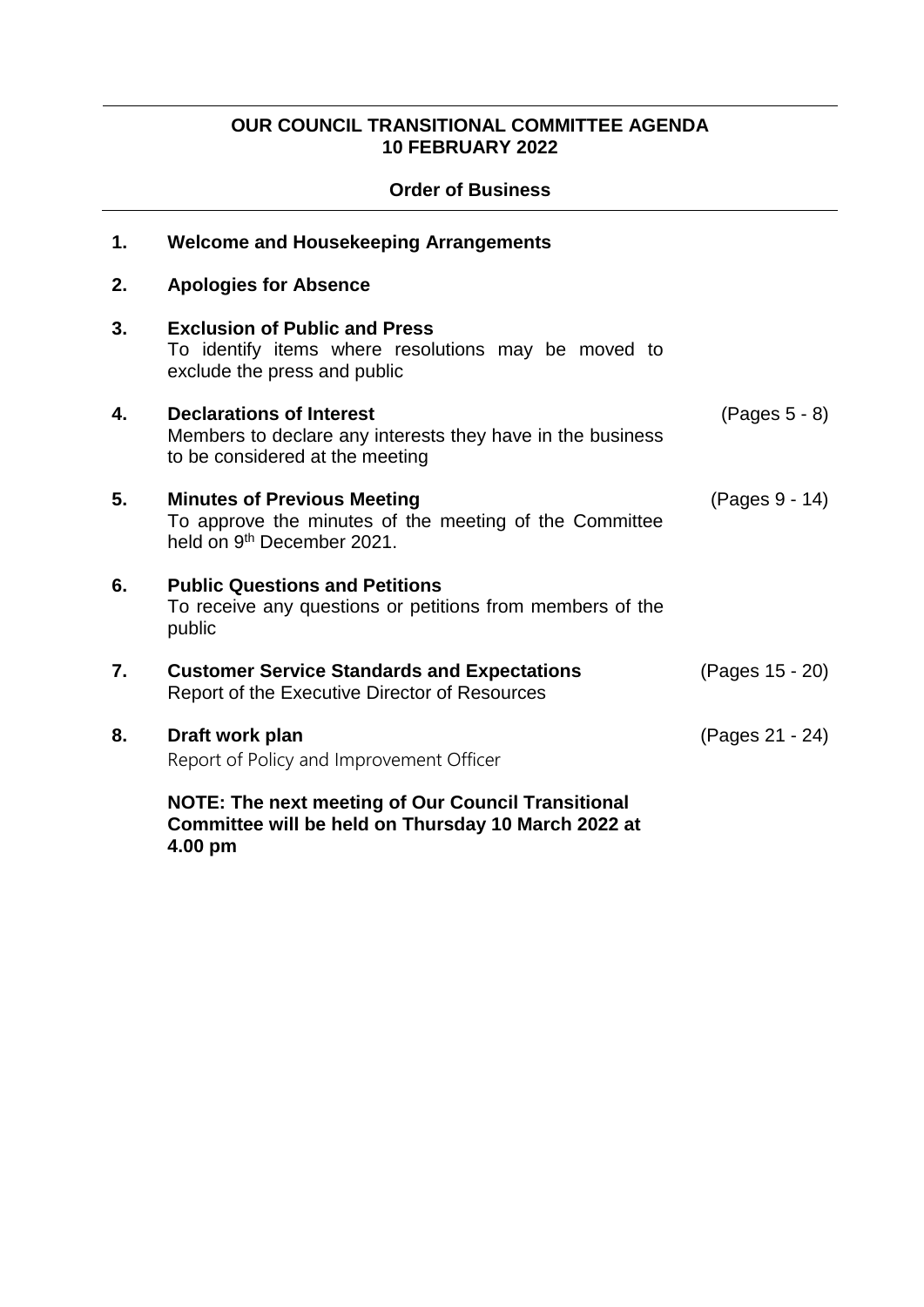**OUR COUNCIL TRANSITIONAL COMMITTEE AGENDA**
**10 FEBRUARY 2022**

**Order of Business**

**1. Welcome and Housekeeping Arrangements**

**2. Apologies for Absence**

**3. Exclusion of Public and Press**
To identify items where resolutions may be moved to exclude the press and public

**4. Declarations of Interest** (Pages 5 - 8)
Members to declare any interests they have in the business to be considered at the meeting

**5. Minutes of Previous Meeting** (Pages 9 - 14)
To approve the minutes of the meeting of the Committee held on 9th December 2021.

**6. Public Questions and Petitions**
To receive any questions or petitions from members of the public

**7. Customer Service Standards and Expectations** (Pages 15 - 20)
Report of the Executive Director of Resources

**8. Draft work plan** (Pages 21 - 24)
Report of Policy and Improvement Officer

**NOTE: The next meeting of Our Council Transitional Committee will be held on Thursday 10 March 2022 at 4.00 pm**